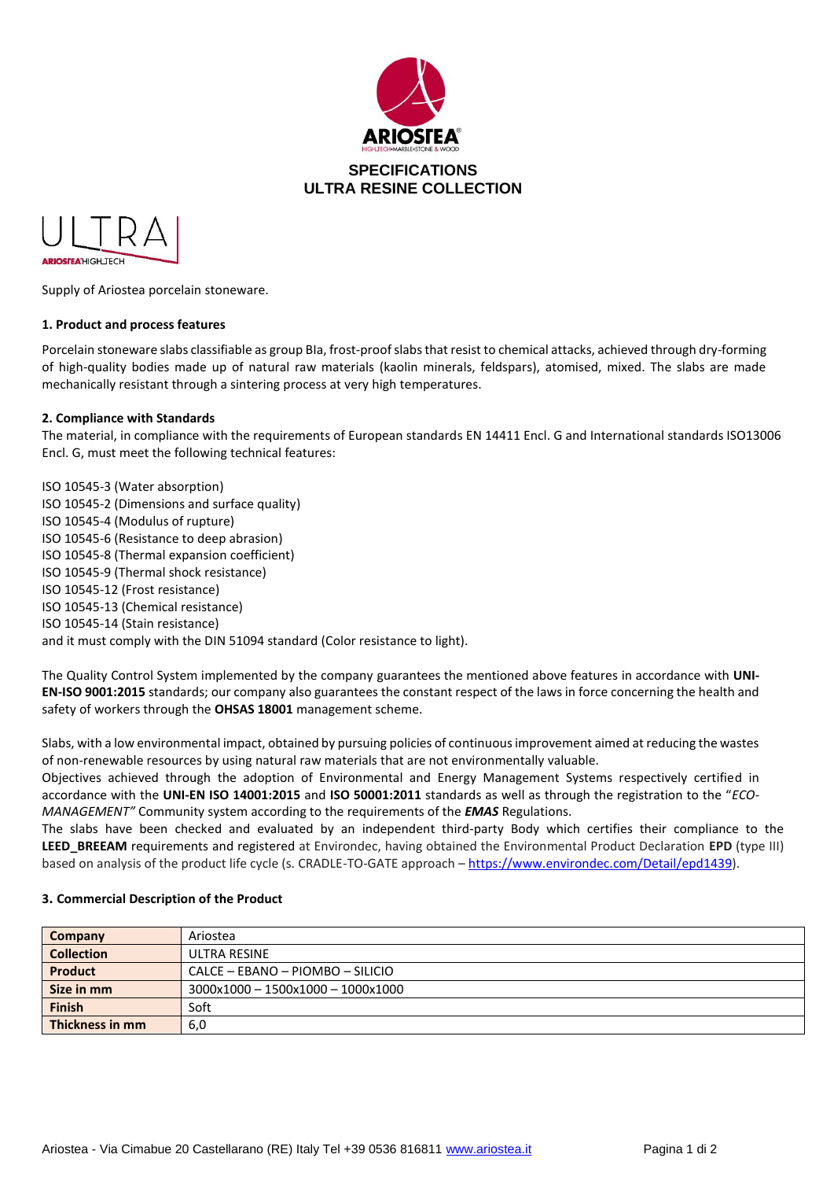# SPECIFICATIONS
# ULTRA RESINE COLLECTION

Supply of Ariostea porcelain stoneware.

**1. Product and process features**

Porcelain stoneware slabs classifiable as group BIa, frost-proof slabs that resist to chemical attacks, achieved through dry-forming of high-quality bodies made up of natural raw materials (kaolin minerals, feldspars), atomised, mixed. The slabs are made mechanically resistant through a sintering process at very high temperatures.

**2. Compliance with Standards**

The material, in compliance with the requirements of European standards EN 14411 Encl. G and International standards ISO13006 Encl. G, must meet the following technical features:

ISO 10545-3 (Water absorption)
ISO 10545-2 (Dimensions and surface quality)
ISO 10545-4 (Modulus of rupture)
ISO 10545-6 (Resistance to deep abrasion)
ISO 10545-8 (Thermal expansion coefficient)
ISO 10545-9 (Thermal shock resistance)
ISO 10545-12 (Frost resistance)
ISO 10545-13 (Chemical resistance)
ISO 10545-14 (Stain resistance)
and it must comply with the DIN 51094 standard (Color resistance to light).

The Quality Control System implemented by the company guarantees the mentioned above features in accordance with **UNI-EN-ISO 9001:2015** standards; our company also guarantees the constant respect of the laws in force concerning the health and safety of workers through the **OHSAS 18001** management scheme.

Slabs, with a low environmental impact, obtained by pursuing policies of continuous improvement aimed at reducing the wastes of non-renewable resources by using natural raw materials that are not environmentally valuable.
Objectives achieved through the adoption of Environmental and Energy Management Systems respectively certified in accordance with the **UNI-EN ISO 14001:2015** and **ISO 50001:2011** standards as well as through the registration to the "*ECO-MANAGEMENT"* Community system according to the requirements of the ***EMAS*** Regulations.
The slabs have been checked and evaluated by an independent third-party Body which certifies their compliance to the **LEED_BREEAM** requirements and registered at Environdec, having obtained the Environmental Product Declaration **EPD** (type III) based on analysis of the product life cycle (s. CRADLE-TO-GATE approach – https://www.environdec.com/Detail/epd1439).

**3. Commercial Description of the Product**

| | |
|---|---|
| **Company** | Ariostea |
| **Collection** | ULTRA RESINE |
| **Product** | CALCE – EBANO – PIOMBO – SILICIO |
| **Size in mm** | 3000x1000 – 1500x1000 – 1000x1000 |
| **Finish** | Soft |
| **Thickness in mm** | 6,0 |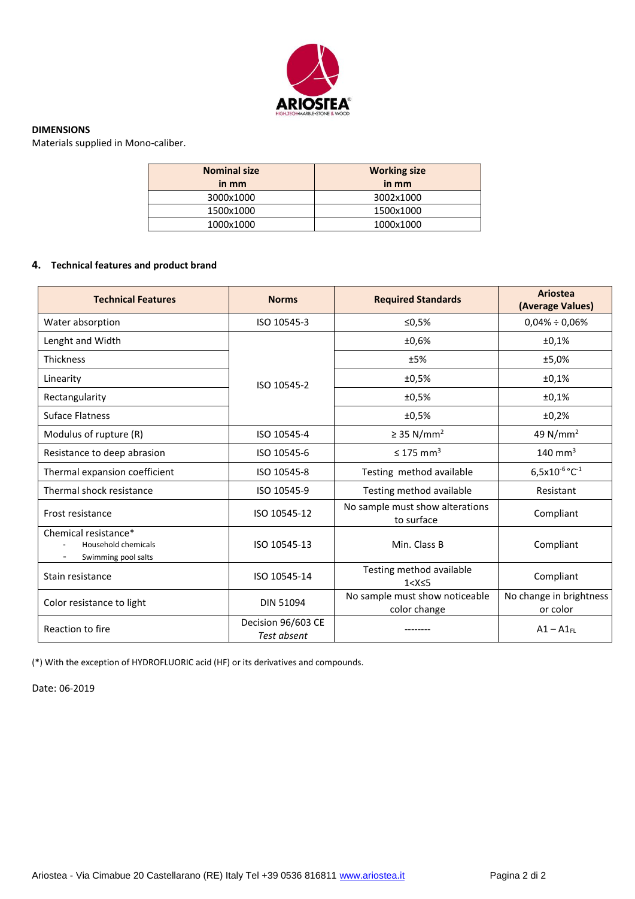**DIMENSIONS**

Materials supplied in Mono-caliber.

| Nominal size in mm | Working size in mm |
|---|---|
| 3000x1000 | 3002x1000 |
| 1500x1000 | 1500x1000 |
| 1000x1000 | 1000x1000 |

## 4. Technical features and product brand

| Technical Features | Norms | Required Standards | Ariostea (Average Values) |
|---|---|---|---|
| Water absorption | ISO 10545-3 | ≤0,5% | 0,04% ÷ 0,06% |
| Lenght and Width | ISO 10545-2 | ±0,6% | ±0,1% |
| Thickness | | ±5% | ±5,0% |
| Linearity | | ±0,5% | ±0,1% |
| Rectangularity | | ±0,5% | ±0,1% |
| Suface Flatness | | ±0,5% | ±0,2% |
| Modulus of rupture (R) | ISO 10545-4 | ≥ 35 $N/mm^2$ | 49 $N/mm^2$ |
| Resistance to deep abrasion | ISO 10545-6 | ≤ 175 $mm^3$ | 140 $mm^3$ |
| Thermal expansion coefficient | ISO 10545-8 | Testing method available | $6,5x10^{-6}\,°C^{-1}$ |
| Thermal shock resistance | ISO 10545-9 | Testing method available | Resistant |
| Frost resistance | ISO 10545-12 | No sample must show alterations to surface | Compliant |
| Chemical resistance* - Household chemicals - Swimming pool salts | ISO 10545-13 | Min. Class B | Compliant |
| Stain resistance | ISO 10545-14 | Testing method available 1<X≤5 | Compliant |
| Color resistance to light | DIN 51094 | No sample must show noticeable color change | No change in brightness or color |
| Reaction to fire | Decision 96/603 CE *Test absent* | -------- | $A1 - A1_{FL}$ |

(*) With the exception of HYDROFLUORIC acid (HF) or its derivatives and compounds.

Date: 06-2019

Ariostea - Via Cimabue 20 Castellarano (RE) Italy Tel +39 0536 816811 www.ariostea.it